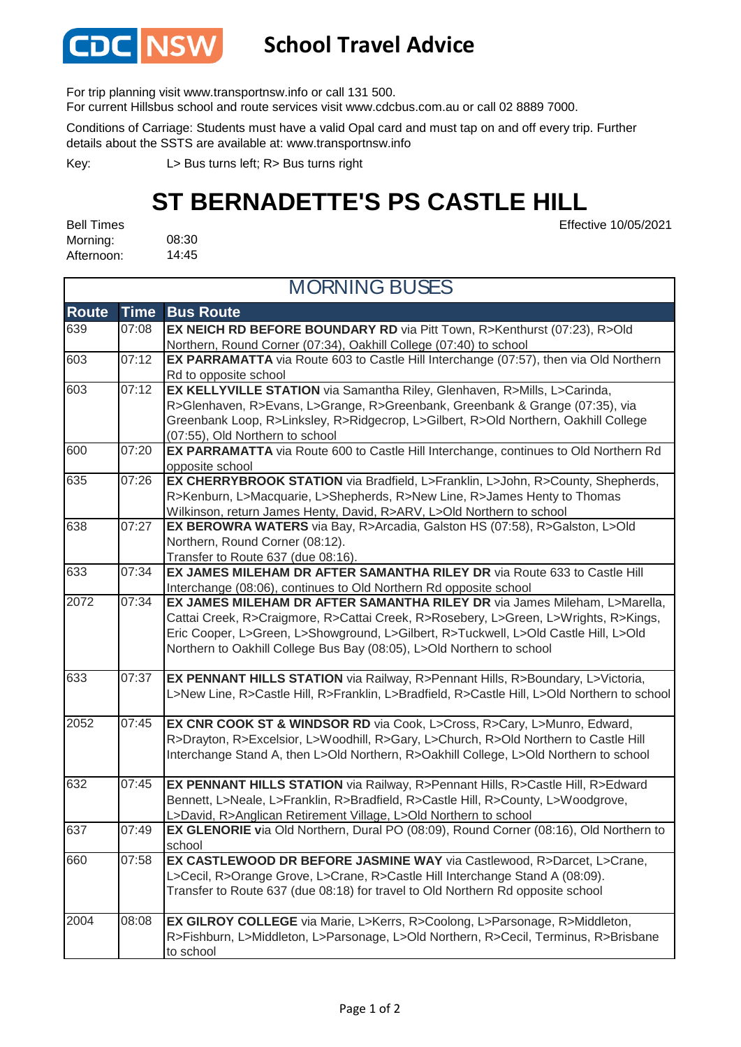# School Travel Advice

For trip planning visit www.transportnsw.info or call 131 500.
For current Hillsbus school and route services visit www.cdcbus.com.au or call 02 8889 7000.

Conditions of Carriage: Students must have a valid Opal card and must tap on and off every trip. Further details about the SSTS are available at: www.transportnsw.info

Key: L> Bus turns left; R> Bus turns right

## ST BERNADETTE'S PS CASTLE HILL

Effective 10/05/2021

Bell Times
Morning: 08:30
Afternoon: 14:45

### MORNING BUSES

| Route | Time | Bus Route |
|---|---|---|
| 639 | 07:08 | **EX NEICH RD BEFORE BOUNDARY RD** via Pitt Town, R>Kenthurst (07:23), R>Old Northern, Round Corner (07:34), Oakhill College (07:40) to school |
| 603 | 07:12 | **EX PARRAMATTA** via Route 603 to Castle Hill Interchange (07:57), then via Old Northern Rd to opposite school |
| 603 | 07:12 | **EX KELLYVILLE STATION** via Samantha Riley, Glenhaven, R>Mills, L>Carinda, R>Glenhaven, R>Evans, L>Grange, R>Greenbank, Greenbank & Grange (07:35), via Greenbank Loop, R>Linksley, R>Ridgecrop, L>Gilbert, R>Old Northern, Oakhill College (07:55), Old Northern to school |
| 600 | 07:20 | **EX PARRAMATTA** via Route 600 to Castle Hill Interchange, continues to Old Northern Rd opposite school |
| 635 | 07:26 | **EX CHERRYBROOK STATION** via Bradfield, L>Franklin, L>John, R>County, Shepherds, R>Kenburn, L>Macquarie, L>Shepherds, R>New Line, R>James Henty to Thomas Wilkinson, return James Henty, David, R>ARV, L>Old Northern to school |
| 638 | 07:27 | **EX BEROWRA WATERS** via Bay, R>Arcadia, Galston HS (07:58), R>Galston, L>Old Northern, Round Corner (08:12). Transfer to Route 637 (due 08:16). |
| 633 | 07:34 | **EX JAMES MILEHAM DR AFTER SAMANTHA RILEY DR** via Route 633 to Castle Hill Interchange (08:06), continues to Old Northern Rd opposite school |
| 2072 | 07:34 | **EX JAMES MILEHAM DR AFTER SAMANTHA RILEY DR** via James Mileham, L>Marella, Cattai Creek, R>Craigmore, R>Cattai Creek, R>Rosebery, L>Green, L>Wrights, R>Kings, Eric Cooper, L>Green, L>Showground, L>Gilbert, R>Tuckwell, L>Old Castle Hill, L>Old Northern to Oakhill College Bus Bay (08:05), L>Old Northern to school |
| 633 | 07:37 | **EX PENNANT HILLS STATION** via Railway, R>Pennant Hills, R>Boundary, L>Victoria, L>New Line, R>Castle Hill, R>Franklin, L>Bradfield, R>Castle Hill, L>Old Northern to school |
| 2052 | 07:45 | **EX CNR COOK ST & WINDSOR RD** via Cook, L>Cross, R>Cary, L>Munro, Edward, R>Drayton, R>Excelsior, L>Woodhill, R>Gary, L>Church, R>Old Northern to Castle Hill Interchange Stand A, then L>Old Northern, R>Oakhill College, L>Old Northern to school |
| 632 | 07:45 | **EX PENNANT HILLS STATION** via Railway, R>Pennant Hills, R>Castle Hill, R>Edward Bennett, L>Neale, L>Franklin, R>Bradfield, R>Castle Hill, R>County, L>Woodgrove, L>David, R>Anglican Retirement Village, L>Old Northern to school |
| 637 | 07:49 | **EX GLENORIE v**ia Old Northern, Dural PO (08:09), Round Corner (08:16), Old Northern to school |
| 660 | 07:58 | **EX CASTLEWOOD DR BEFORE JASMINE WAY** via Castlewood, R>Darcet, L>Crane, L>Cecil, R>Orange Grove, L>Crane, R>Castle Hill Interchange Stand A (08:09). Transfer to Route 637 (due 08:18) for travel to Old Northern Rd opposite school |
| 2004 | 08:08 | **EX GILROY COLLEGE** via Marie, L>Kerrs, R>Coolong, L>Parsonage, R>Middleton, R>Fishburn, L>Middleton, L>Parsonage, L>Old Northern, R>Cecil, Terminus, R>Brisbane to school |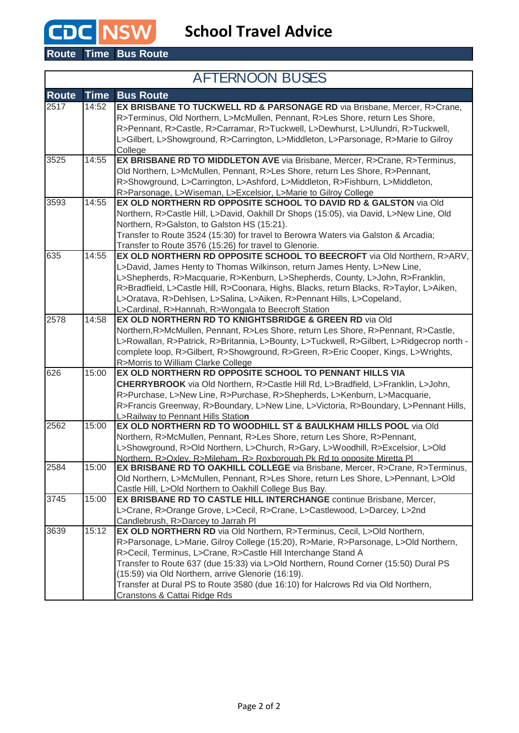CDC NSW **School Travel Advice**

| Route | Time | Bus Route |
|---|---|---|

## AFTERNOON BUSES

| Route | Time | Bus Route |
|---|---|---|
| 2517 | 14:52 | **EX BRISBANE TO TUCKWELL RD & PARSONAGE RD** via Brisbane, Mercer, R>Crane, R>Terminus, Old Northern, L>McMullen, Pennant, R>Les Shore, return Les Shore, R>Pennant, R>Castle, R>Carramar, R>Tuckwell, L>Dewhurst, L>Ulundri, R>Tuckwell, L>Gilbert, L>Showground, R>Carrington, L>Middleton, L>Parsonage, R>Marie to Gilroy College |
| 3525 | 14:55 | **EX BRISBANE RD TO MIDDLETON AVE** via Brisbane, Mercer, R>Crane, R>Terminus, Old Northern, L>McMullen, Pennant, R>Les Shore, return Les Shore, R>Pennant, R>Showground, L>Carrington, L>Ashford, L>Middleton, R>Fishburn, L>Middleton, R>Parsonage, L>Wiseman, L>Excelsior, L>Marie to Gilroy College |
| 3593 | 14:55 | **EX OLD NORTHERN RD OPPOSITE SCHOOL TO DAVID RD & GALSTON** via Old Northern, R>Castle Hill, L>David, Oakhill Dr Shops (15:05), via David, L>New Line, Old Northern, R>Galston, to Galston HS (15:21). Transfer to Route 3524 (15:30) for travel to Berowra Waters via Galston & Arcadia; Transfer to Route 3576 (15:26) for travel to Glenorie. |
| 635 | 14:55 | **EX OLD NORTHERN RD OPPOSITE SCHOOL TO BEECROFT** via Old Northern, R>ARV, L>David, James Henty to Thomas Wilkinson, return James Henty, L>New Line, L>Shepherds, R>Macquarie, R>Kenburn, L>Shepherds, County, L>John, R>Franklin, R>Bradfield, L>Castle Hill, R>Coonara, Highs, Blacks, return Blacks, R>Taylor, L>Aiken, L>Oratava, R>Dehlsen, L>Salina, L>Aiken, R>Pennant Hills, L>Copeland, L>Cardinal, R>Hannah, R>Wongala to Beecroft Station |
| 2578 | 14:58 | **EX OLD NORTHERN RD TO KNIGHTSBRIDGE & GREEN RD** via Old Northern,R>McMullen, Pennant, R>Les Shore, return Les Shore, R>Pennant, R>Castle, L>Rowallan, R>Patrick, R>Britannia, L>Bounty, L>Tuckwell, R>Gilbert, L>Ridgecrop north - complete loop, R>Gilbert, R>Showground, R>Green, R>Eric Cooper, Kings, L>Wrights, R>Morris to William Clarke College |
| 626 | 15:00 | **EX OLD NORTHERN RD OPPOSITE SCHOOL TO PENNANT HILLS VIA CHERRYBROOK** via Old Northern, R>Castle Hill Rd, L>Bradfield, L>Franklin, L>John, R>Purchase, L>New Line, R>Purchase, R>Shepherds, L>Kenburn, L>Macquarie, R>Francis Greenway, R>Boundary, L>New Line, L>Victoria, R>Boundary, L>Pennant Hills, L>Railway to Pennant Hills Station |
| 2562 | 15:00 | **EX OLD NORTHERN RD TO WOODHILL ST & BAULKHAM HILLS POOL** via Old Northern, R>McMullen, Pennant, R>Les Shore, return Les Shore, R>Pennant, L>Showground, R>Old Northern, L>Church, R>Gary, L>Woodhill, R>Excelsior, L>Old Northern, R>Oxley, R>Mileham, R> Roxborough Pk Rd to opposite Miretta Pl |
| 2584 | 15:00 | **EX BRISBANE RD TO OAKHILL COLLEGE** via Brisbane, Mercer, R>Crane, R>Terminus, Old Northern, L>McMullen, Pennant, R>Les Shore, return Les Shore, L>Pennant, L>Old Castle Hill, L>Old Northern to Oakhill College Bus Bay. |
| 3745 | 15:00 | **EX BRISBANE RD TO CASTLE HILL INTERCHANGE** continue Brisbane, Mercer, L>Crane, R>Orange Grove, L>Cecil, R>Crane, L>Castlewood, L>Darcey, L>2nd Candlebrush, R>Darcey to Jarrah Pl |
| 3639 | 15:12 | **EX OLD NORTHERN RD** via Old Northern, R>Terminus, Cecil, L>Old Northern, R>Parsonage, L>Marie, Gilroy College (15:20), R>Marie, R>Parsonage, L>Old Northern, R>Cecil, Terminus, L>Crane, R>Castle Hill Interchange Stand A Transfer to Route 637 (due 15:33) via L>Old Northern, Round Corner (15:50) Dural PS (15:59) via Old Northern, arrive Glenorie (16:19). Transfer at Dural PS to Route 3580 (due 16:10) for Halcrows Rd via Old Northern, Cranstons & Cattai Ridge Rds |